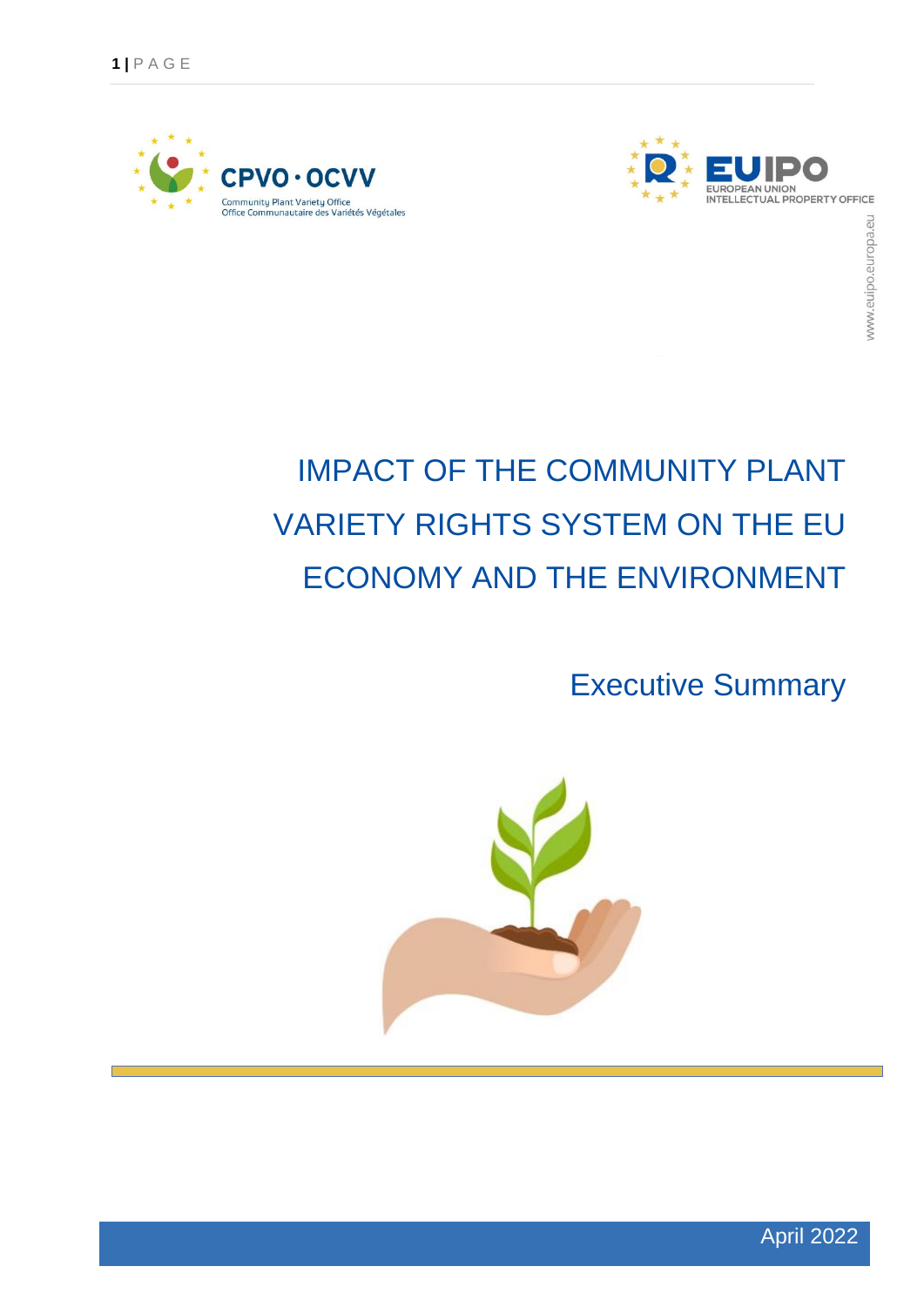CPVO · OCVV

Community Plant Variety Office
Office Communautaire des Variétés Végétales

EUIPO
EUROPEAN UNION
INTELLECTUAL PROPERTY OFFICE

www.euipo.europa.eu

# IMPACT OF THE COMMUNITY PLANT VARIETY RIGHTS SYSTEM ON THE EU ECONOMY AND THE ENVIRONMENT

## Executive Summary

April 2022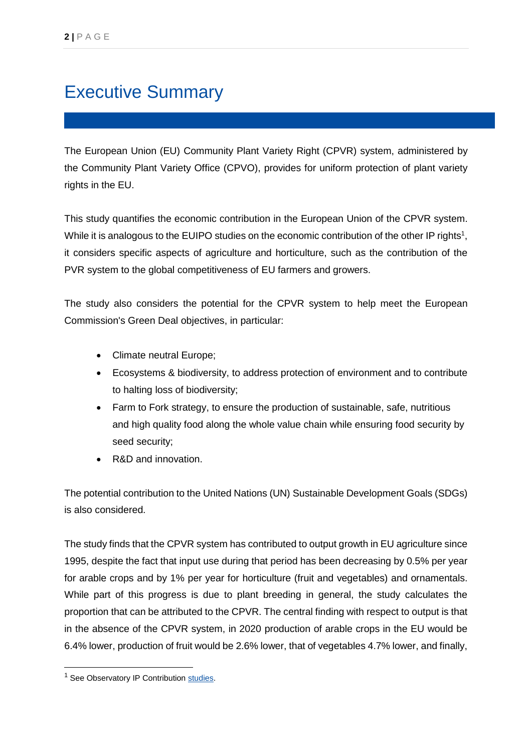# Executive Summary

The European Union (EU) Community Plant Variety Right (CPVR) system, administered by the Community Plant Variety Office (CPVO), provides for uniform protection of plant variety rights in the EU.

This study quantifies the economic contribution in the European Union of the CPVR system. While it is analogous to the EUIPO studies on the economic contribution of the other IP rights[1], it considers specific aspects of agriculture and horticulture, such as the contribution of the PVR system to the global competitiveness of EU farmers and growers.

The study also considers the potential for the CPVR system to help meet the European Commission's Green Deal objectives, in particular:

- Climate neutral Europe;
- Ecosystems & biodiversity, to address protection of environment and to contribute to halting loss of biodiversity;
- Farm to Fork strategy, to ensure the production of sustainable, safe, nutritious and high quality food along the whole value chain while ensuring food security by seed security;
- R&D and innovation.

The potential contribution to the United Nations (UN) Sustainable Development Goals (SDGs) is also considered.

The study finds that the CPVR system has contributed to output growth in EU agriculture since 1995, despite the fact that input use during that period has been decreasing by 0.5% per year for arable crops and by 1% per year for horticulture (fruit and vegetables) and ornamentals. While part of this progress is due to plant breeding in general, the study calculates the proportion that can be attributed to the CPVR. The central finding with respect to output is that in the absence of the CPVR system, in 2020 production of arable crops in the EU would be 6.4% lower, production of fruit would be 2.6% lower, that of vegetables 4.7% lower, and finally,

[1] See Observatory IP Contribution studies.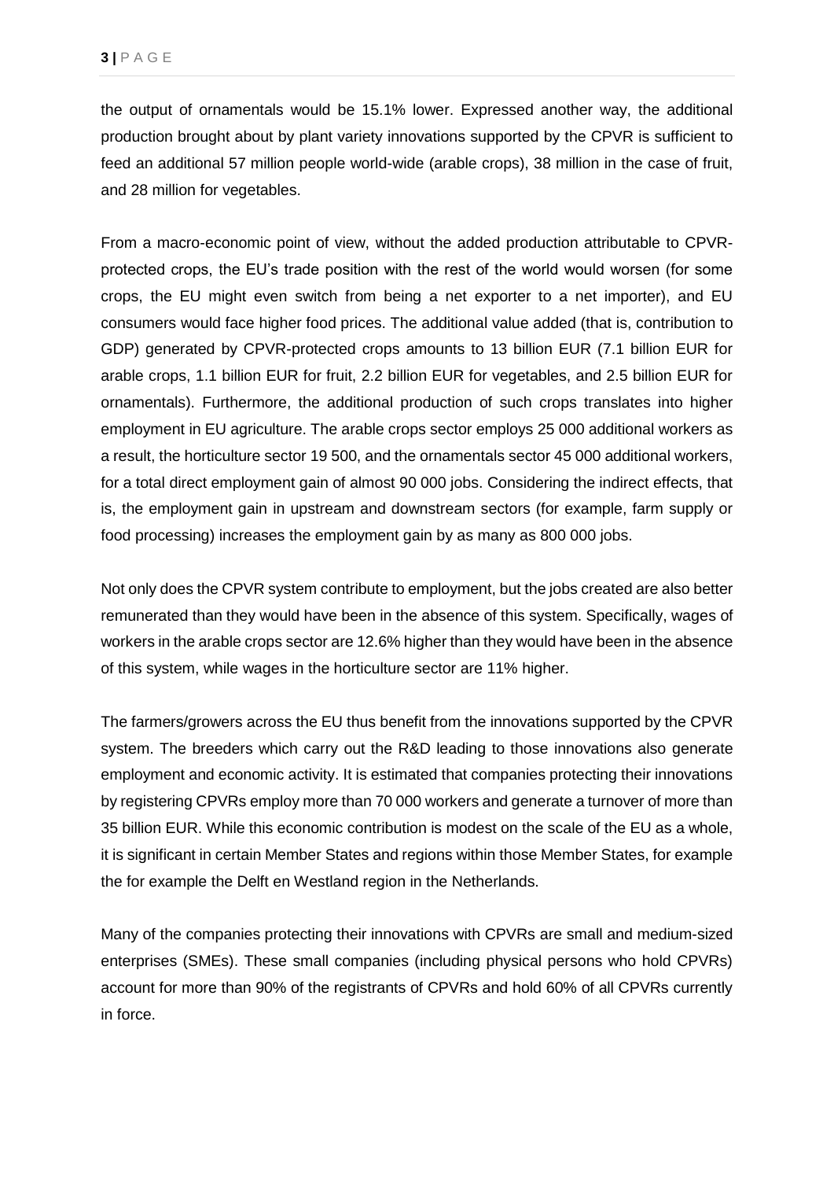the output of ornamentals would be 15.1% lower. Expressed another way, the additional production brought about by plant variety innovations supported by the CPVR is sufficient to feed an additional 57 million people world-wide (arable crops), 38 million in the case of fruit, and 28 million for vegetables.

From a macro-economic point of view, without the added production attributable to CPVR-protected crops, the EU's trade position with the rest of the world would worsen (for some crops, the EU might even switch from being a net exporter to a net importer), and EU consumers would face higher food prices. The additional value added (that is, contribution to GDP) generated by CPVR-protected crops amounts to 13 billion EUR (7.1 billion EUR for arable crops, 1.1 billion EUR for fruit, 2.2 billion EUR for vegetables, and 2.5 billion EUR for ornamentals). Furthermore, the additional production of such crops translates into higher employment in EU agriculture. The arable crops sector employs 25 000 additional workers as a result, the horticulture sector 19 500, and the ornamentals sector 45 000 additional workers, for a total direct employment gain of almost 90 000 jobs. Considering the indirect effects, that is, the employment gain in upstream and downstream sectors (for example, farm supply or food processing) increases the employment gain by as many as 800 000 jobs.

Not only does the CPVR system contribute to employment, but the jobs created are also better remunerated than they would have been in the absence of this system. Specifically, wages of workers in the arable crops sector are 12.6% higher than they would have been in the absence of this system, while wages in the horticulture sector are 11% higher.

The farmers/growers across the EU thus benefit from the innovations supported by the CPVR system. The breeders which carry out the R&D leading to those innovations also generate employment and economic activity. It is estimated that companies protecting their innovations by registering CPVRs employ more than 70 000 workers and generate a turnover of more than 35 billion EUR. While this economic contribution is modest on the scale of the EU as a whole, it is significant in certain Member States and regions within those Member States, for example the for example the Delft en Westland region in the Netherlands.

Many of the companies protecting their innovations with CPVRs are small and medium-sized enterprises (SMEs). These small companies (including physical persons who hold CPVRs) account for more than 90% of the registrants of CPVRs and hold 60% of all CPVRs currently in force.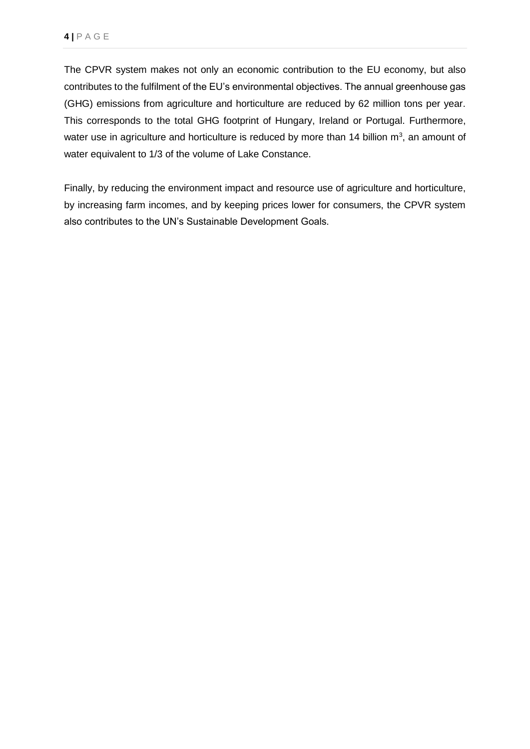The CPVR system makes not only an economic contribution to the EU economy, but also contributes to the fulfilment of the EU's environmental objectives. The annual greenhouse gas (GHG) emissions from agriculture and horticulture are reduced by 62 million tons per year. This corresponds to the total GHG footprint of Hungary, Ireland or Portugal. Furthermore, water use in agriculture and horticulture is reduced by more than 14 billion $m^3$, an amount of water equivalent to 1/3 of the volume of Lake Constance.

Finally, by reducing the environment impact and resource use of agriculture and horticulture, by increasing farm incomes, and by keeping prices lower for consumers, the CPVR system also contributes to the UN's Sustainable Development Goals.